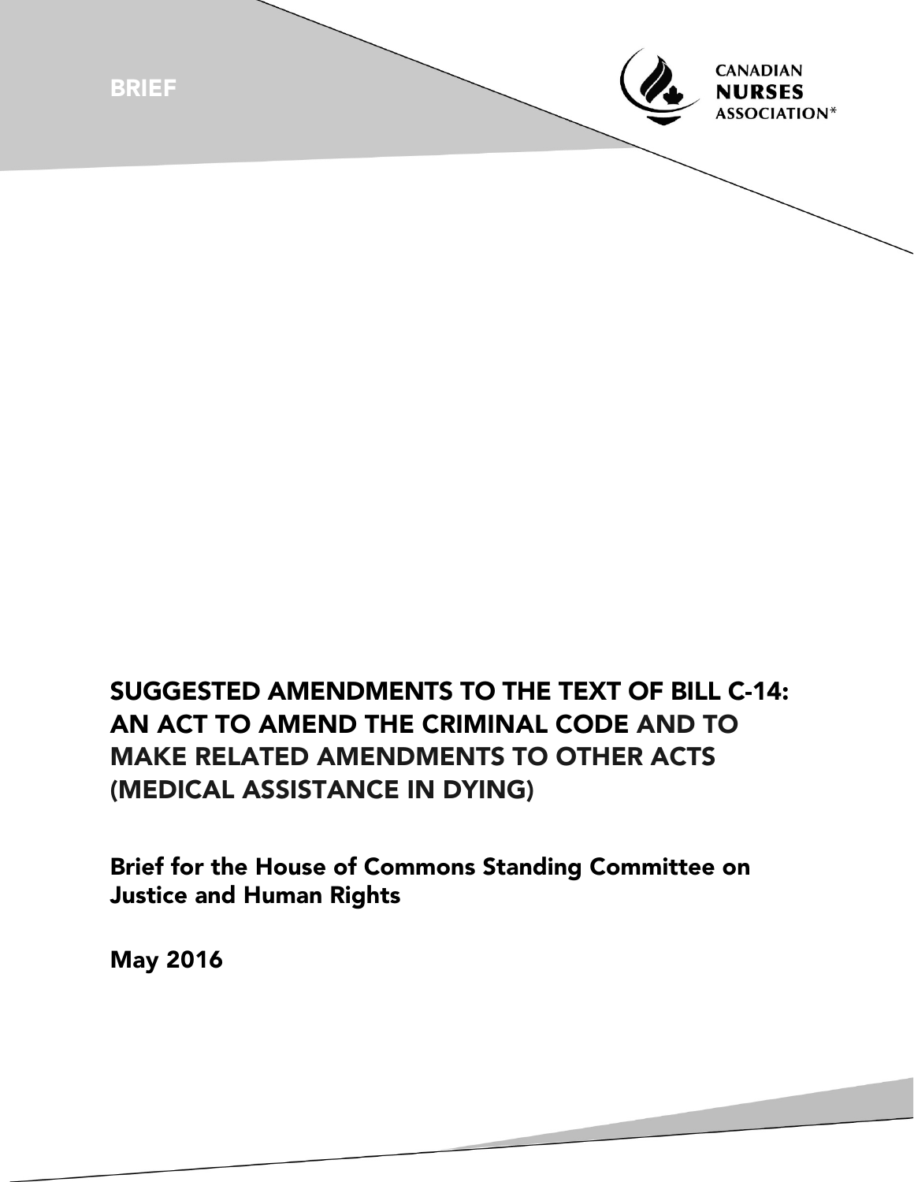BRIEF

CANADIAN **NURSES** ASSOCIATION*

# SUGGESTED AMENDMENTS TO THE TEXT OF BILL C-14: AN ACT TO AMEND THE CRIMINAL CODE AND TO MAKE RELATED AMENDMENTS TO OTHER ACTS (MEDICAL ASSISTANCE IN DYING)

## Brief for the House of Commons Standing Committee on Justice and Human Rights

**May 2016**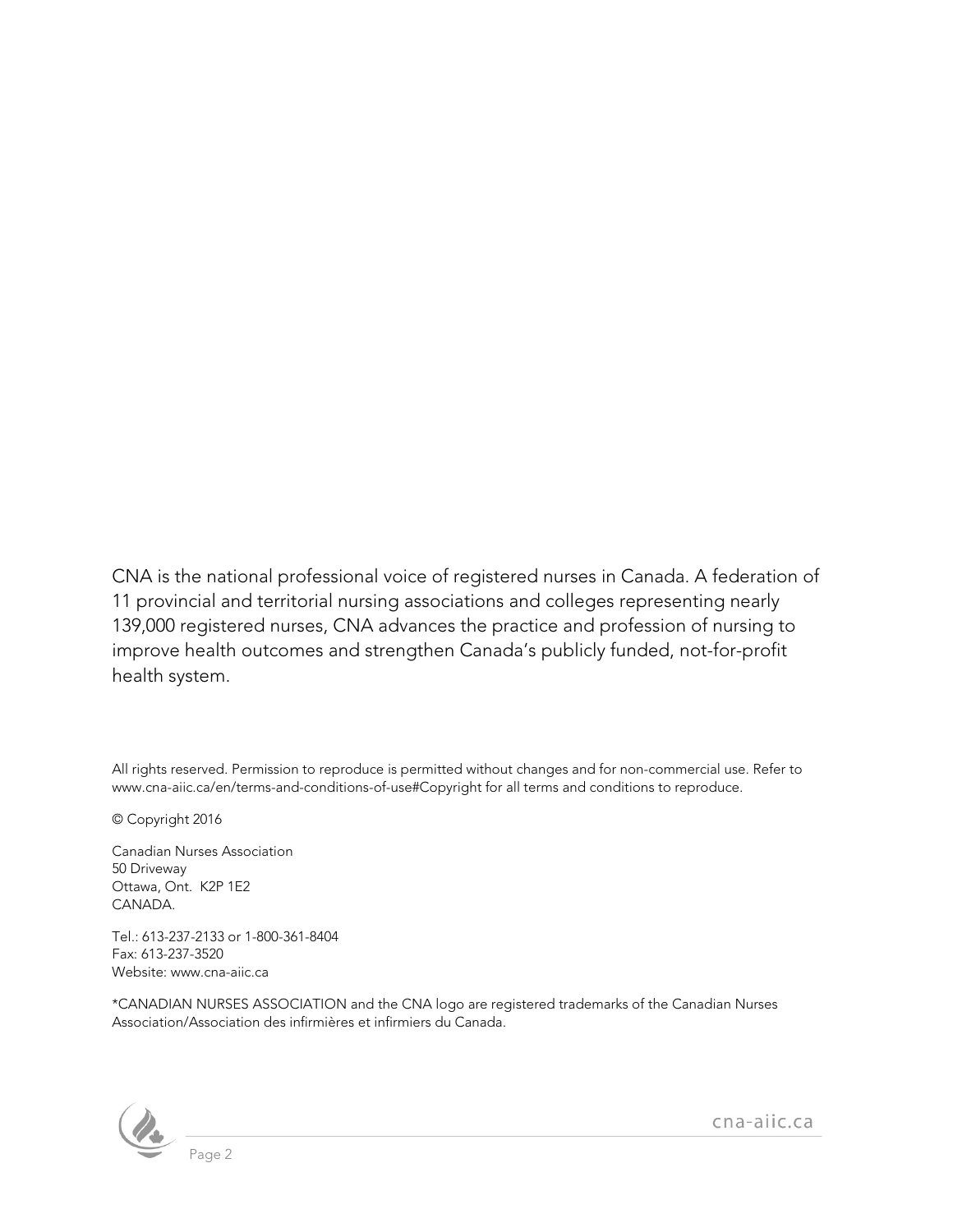CNA is the national professional voice of registered nurses in Canada. A federation of 11 provincial and territorial nursing associations and colleges representing nearly 139,000 registered nurses, CNA advances the practice and profession of nursing to improve health outcomes and strengthen Canada's publicly funded, not-for-profit health system.

All rights reserved. Permission to reproduce is permitted without changes and for non-commercial use. Refer to www.cna-aiic.ca/en/terms-and-conditions-of-use#Copyright for all terms and conditions to reproduce.

© Copyright 2016

Canadian Nurses Association  
50 Driveway  
Ottawa, Ont. K2P 1E2  
CANADA.

Tel.: 613-237-2133 or 1-800-361-8404  
Fax: 613-237-3520  
Website: www.cna-aiic.ca

*CANADIAN NURSES ASSOCIATION and the CNA logo are registered trademarks of the Canadian Nurses Association/Association des infirmières et infirmiers du Canada.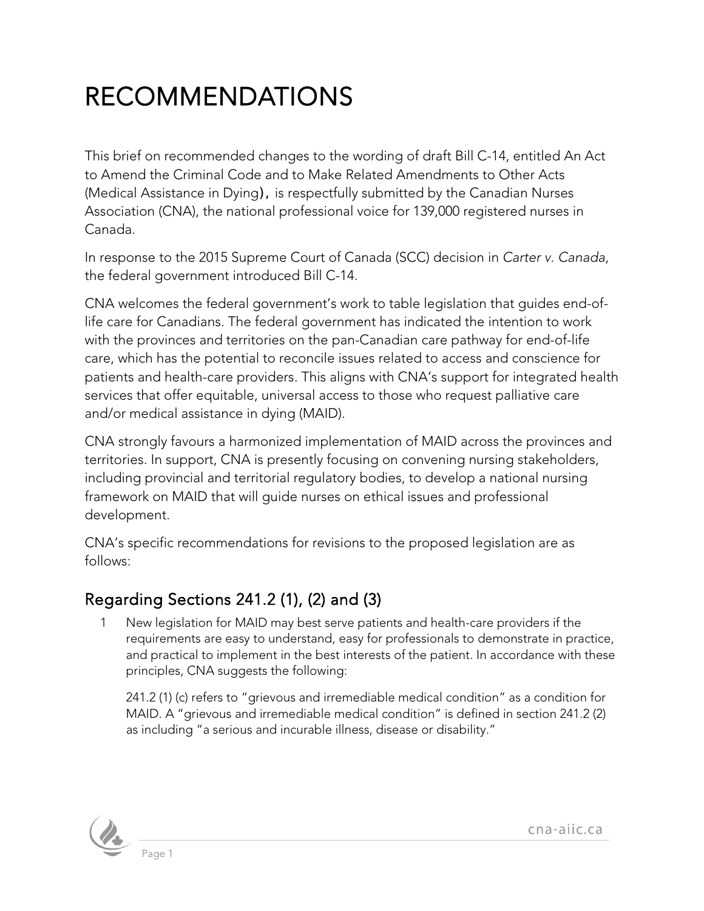# RECOMMENDATIONS

This brief on recommended changes to the wording of draft Bill C-14, entitled An Act to Amend the Criminal Code and to Make Related Amendments to Other Acts (Medical Assistance in Dying), is respectfully submitted by the Canadian Nurses Association (CNA), the national professional voice for 139,000 registered nurses in Canada.

In response to the 2015 Supreme Court of Canada (SCC) decision in *Carter v. Canada*, the federal government introduced Bill C-14.

CNA welcomes the federal government's work to table legislation that guides end-of-life care for Canadians. The federal government has indicated the intention to work with the provinces and territories on the pan-Canadian care pathway for end-of-life care, which has the potential to reconcile issues related to access and conscience for patients and health-care providers. This aligns with CNA's support for integrated health services that offer equitable, universal access to those who request palliative care and/or medical assistance in dying (MAID).

CNA strongly favours a harmonized implementation of MAID across the provinces and territories. In support, CNA is presently focusing on convening nursing stakeholders, including provincial and territorial regulatory bodies, to develop a national nursing framework on MAID that will guide nurses on ethical issues and professional development.

CNA's specific recommendations for revisions to the proposed legislation are as follows:

## Regarding Sections 241.2 (1), (2) and (3)

1. New legislation for MAID may best serve patients and health-care providers if the requirements are easy to understand, easy for professionals to demonstrate in practice, and practical to implement in the best interests of the patient. In accordance with these principles, CNA suggests the following:

   241.2 (1) (c) refers to "grievous and irremediable medical condition" as a condition for MAID. A "grievous and irremediable medical condition" is defined in section 241.2 (2) as including "a serious and incurable illness, disease or disability."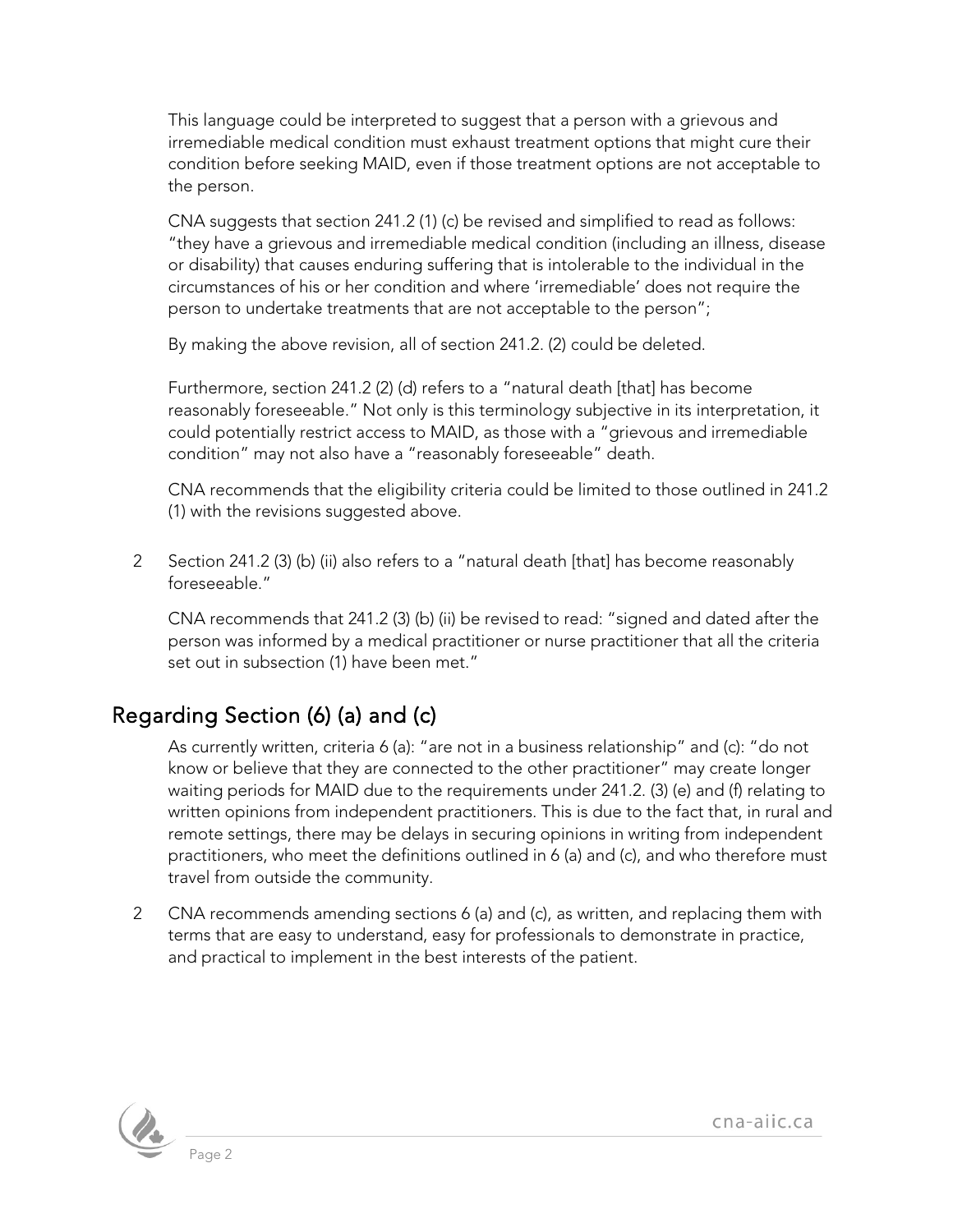This language could be interpreted to suggest that a person with a grievous and irremediable medical condition must exhaust treatment options that might cure their condition before seeking MAID, even if those treatment options are not acceptable to the person.

CNA suggests that section 241.2 (1) (c) be revised and simplified to read as follows: "they have a grievous and irremediable medical condition (including an illness, disease or disability) that causes enduring suffering that is intolerable to the individual in the circumstances of his or her condition and where 'irremediable' does not require the person to undertake treatments that are not acceptable to the person";

By making the above revision, all of section 241.2. (2) could be deleted.

Furthermore, section 241.2 (2) (d) refers to a "natural death [that] has become reasonably foreseeable." Not only is this terminology subjective in its interpretation, it could potentially restrict access to MAID, as those with a "grievous and irremediable condition" may not also have a "reasonably foreseeable" death.

CNA recommends that the eligibility criteria could be limited to those outlined in 241.2 (1) with the revisions suggested above.

2 Section 241.2 (3) (b) (ii) also refers to a "natural death [that] has become reasonably foreseeable."

CNA recommends that 241.2 (3) (b) (ii) be revised to read: "signed and dated after the person was informed by a medical practitioner or nurse practitioner that all the criteria set out in subsection (1) have been met."

## Regarding Section (6) (a) and (c)

As currently written, criteria 6 (a): "are not in a business relationship" and (c): "do not know or believe that they are connected to the other practitioner" may create longer waiting periods for MAID due to the requirements under 241.2. (3) (e) and (f) relating to written opinions from independent practitioners. This is due to the fact that, in rural and remote settings, there may be delays in securing opinions in writing from independent practitioners, who meet the definitions outlined in 6 (a) and (c), and who therefore must travel from outside the community.

2 CNA recommends amending sections 6 (a) and (c), as written, and replacing them with terms that are easy to understand, easy for professionals to demonstrate in practice, and practical to implement in the best interests of the patient.